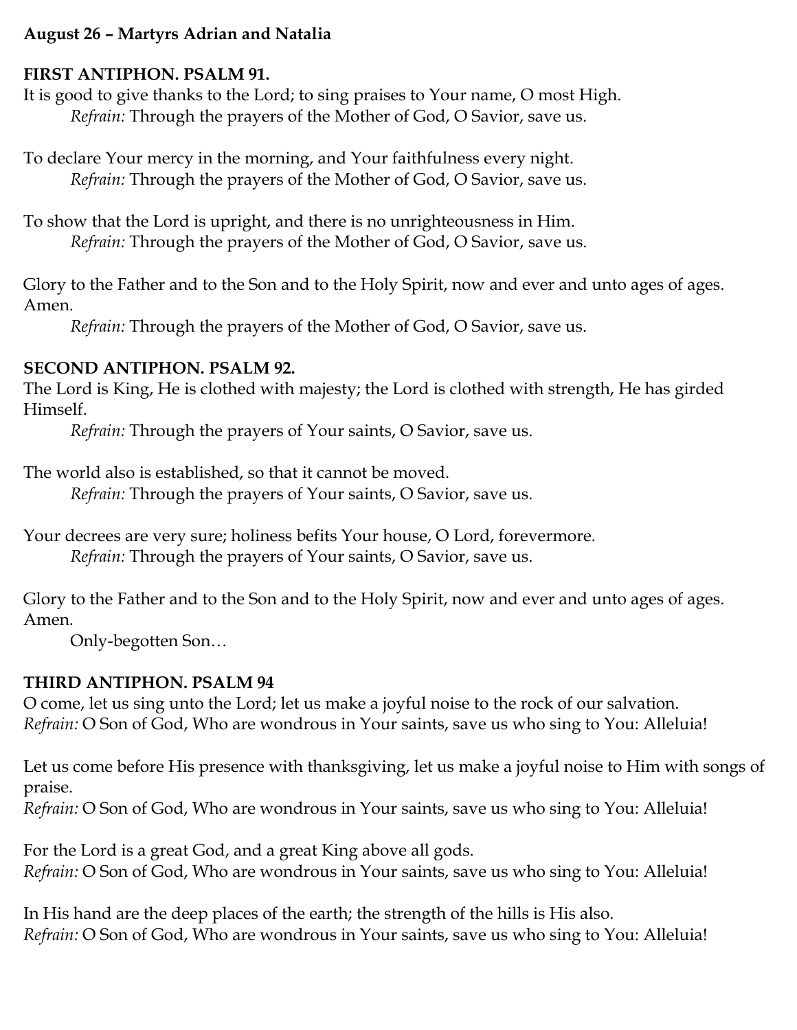**August 26 – Martyrs Adrian and Natalia**

**FIRST ANTIPHON. PSALM 91.**

It is good to give thanks to the Lord; to sing praises to Your name, O most High.

*Refrain:* Through the prayers of the Mother of God, O Savior, save us.

To declare Your mercy in the morning, and Your faithfulness every night.

*Refrain:* Through the prayers of the Mother of God, O Savior, save us.

To show that the Lord is upright, and there is no unrighteousness in Him.

*Refrain:* Through the prayers of the Mother of God, O Savior, save us.

Glory to the Father and to the Son and to the Holy Spirit, now and ever and unto ages of ages. Amen.

*Refrain:* Through the prayers of the Mother of God, O Savior, save us.

**SECOND ANTIPHON. PSALM 92.**

The Lord is King, He is clothed with majesty; the Lord is clothed with strength, He has girded Himself.

*Refrain:* Through the prayers of Your saints, O Savior, save us.

The world also is established, so that it cannot be moved.

*Refrain:* Through the prayers of Your saints, O Savior, save us.

Your decrees are very sure; holiness befits Your house, O Lord, forevermore.

*Refrain:* Through the prayers of Your saints, O Savior, save us.

Glory to the Father and to the Son and to the Holy Spirit, now and ever and unto ages of ages. Amen.

Only-begotten Son…

**THIRD ANTIPHON. PSALM 94**

O come, let us sing unto the Lord; let us make a joyful noise to the rock of our salvation.

*Refrain:* O Son of God, Who are wondrous in Your saints, save us who sing to You: Alleluia!

Let us come before His presence with thanksgiving, let us make a joyful noise to Him with songs of praise.

*Refrain:* O Son of God, Who are wondrous in Your saints, save us who sing to You: Alleluia!

For the Lord is a great God, and a great King above all gods.

*Refrain:* O Son of God, Who are wondrous in Your saints, save us who sing to You: Alleluia!

In His hand are the deep places of the earth; the strength of the hills is His also.

*Refrain:* O Son of God, Who are wondrous in Your saints, save us who sing to You: Alleluia!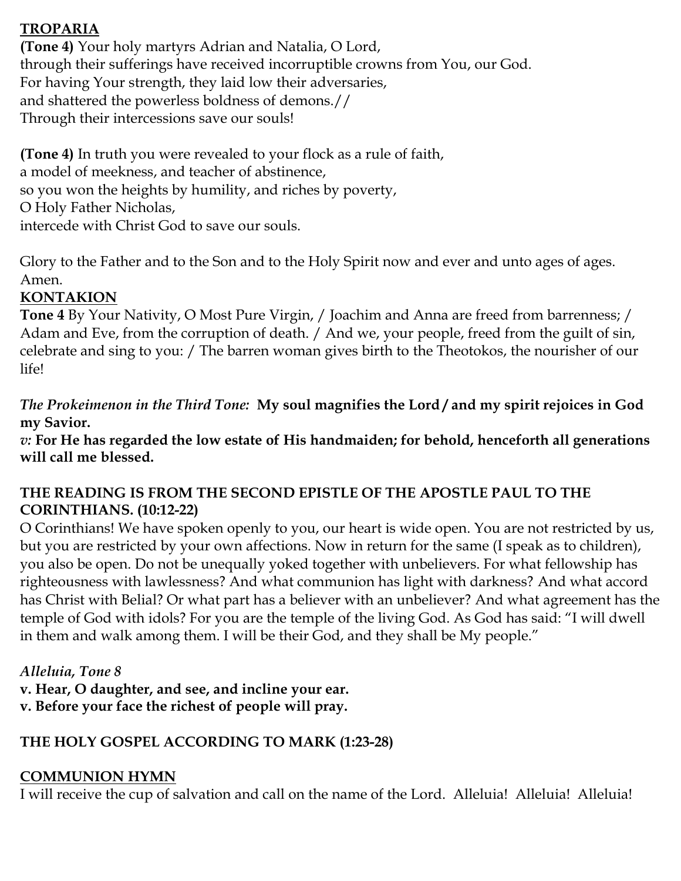**TROPARIA**

**(Tone 4)** Your holy martyrs Adrian and Natalia, O Lord,
through their sufferings have received incorruptible crowns from You, our God.
For having Your strength, they laid low their adversaries,
and shattered the powerless boldness of demons.//
Through their intercessions save our souls!

**(Tone 4)** In truth you were revealed to your flock as a rule of faith,
a model of meekness, and teacher of abstinence,
so you won the heights by humility, and riches by poverty,
O Holy Father Nicholas,
intercede with Christ God to save our souls.

Glory to the Father and to the Son and to the Holy Spirit now and ever and unto ages of ages. Amen.

**KONTAKION**

**Tone 4** By Your Nativity, O Most Pure Virgin, / Joachim and Anna are freed from barrenness; / Adam and Eve, from the corruption of death. / And we, your people, freed from the guilt of sin, celebrate and sing to you: / The barren woman gives birth to the Theotokos, the nourisher of our life!

*The Prokeimenon in the Third Tone:* **My soul magnifies the Lord / and my spirit rejoices in God my Savior.**

*v:* **For He has regarded the low estate of His handmaiden; for behold, henceforth all generations will call me blessed.**

**THE READING IS FROM THE SECOND EPISTLE OF THE APOSTLE PAUL TO THE CORINTHIANS. (10:12-22)**

O Corinthians! We have spoken openly to you, our heart is wide open. You are not restricted by us, but you are restricted by your own affections. Now in return for the same (I speak as to children), you also be open. Do not be unequally yoked together with unbelievers. For what fellowship has righteousness with lawlessness? And what communion has light with darkness? And what accord has Christ with Belial? Or what part has a believer with an unbeliever? And what agreement has the temple of God with idols? For you are the temple of the living God. As God has said: "I will dwell in them and walk among them. I will be their God, and they shall be My people."

*Alleluia, Tone 8*

**v. Hear, O daughter, and see, and incline your ear.**
**v. Before your face the richest of people will pray.**

**THE HOLY GOSPEL ACCORDING TO MARK (1:23-28)**

**COMMUNION HYMN**

I will receive the cup of salvation and call on the name of the Lord. Alleluia! Alleluia! Alleluia!